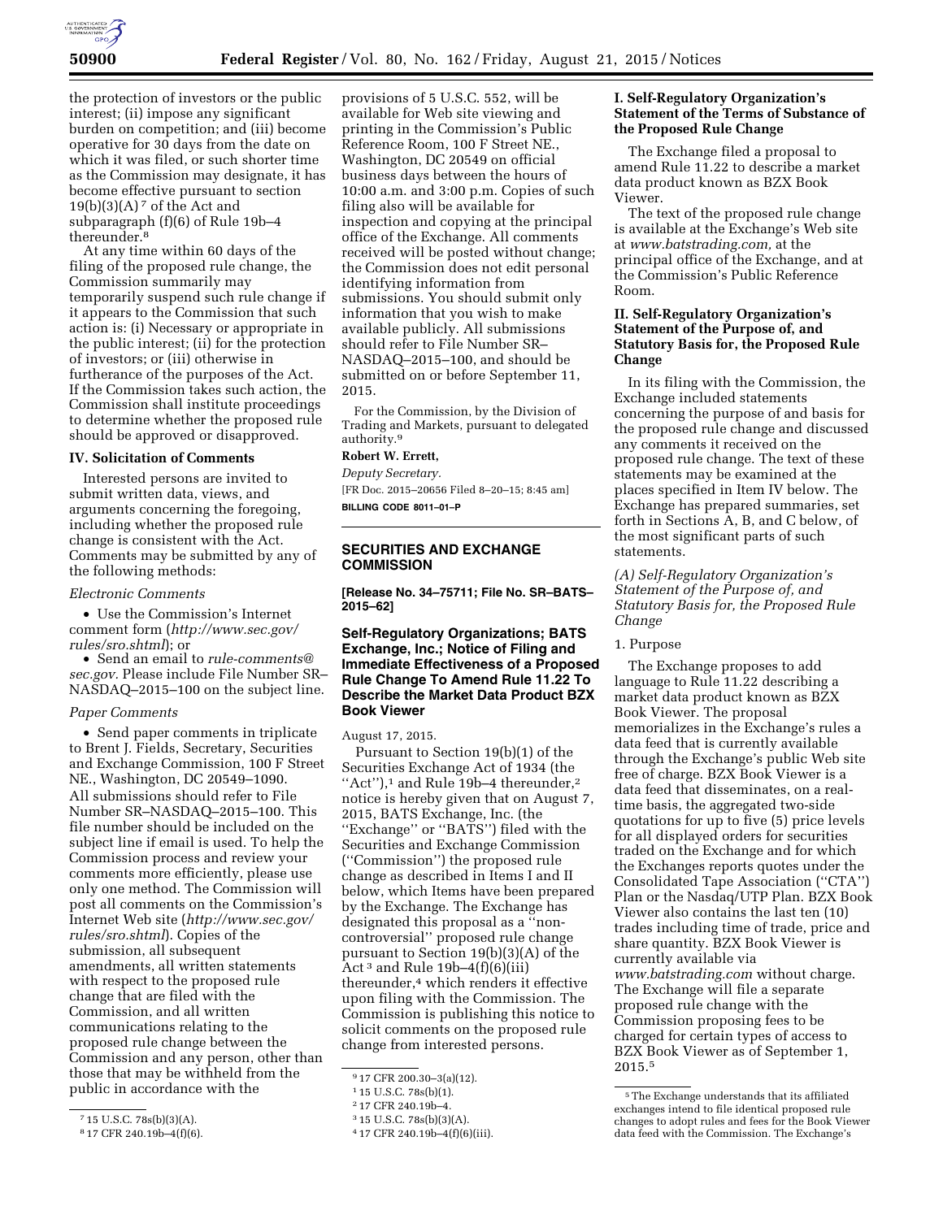the protection of investors or the public interest; (ii) impose any significant burden on competition; and (iii) become operative for 30 days from the date on which it was filed, or such shorter time as the Commission may designate, it has become effective pursuant to section 19(b)(3)(A) [7] of the Act and subparagraph (f)(6) of Rule 19b–4 thereunder.[8]

At any time within 60 days of the filing of the proposed rule change, the Commission summarily may temporarily suspend such rule change if it appears to the Commission that such action is: (i) Necessary or appropriate in the public interest; (ii) for the protection of investors; or (iii) otherwise in furtherance of the purposes of the Act. If the Commission takes such action, the Commission shall institute proceedings to determine whether the proposed rule should be approved or disapproved.

## IV. Solicitation of Comments

Interested persons are invited to submit written data, views, and arguments concerning the foregoing, including whether the proposed rule change is consistent with the Act. Comments may be submitted by any of the following methods:

*Electronic Comments*

- Use the Commission's Internet comment form (*http://www.sec.gov/rules/sro.shtml*); or
- Send an email to *rule-comments@sec.gov.* Please include File Number SR–NASDAQ–2015–100 on the subject line.

*Paper Comments*

- Send paper comments in triplicate to Brent J. Fields, Secretary, Securities and Exchange Commission, 100 F Street NE., Washington, DC 20549–1090.

All submissions should refer to File Number SR–NASDAQ–2015–100. This file number should be included on the subject line if email is used. To help the Commission process and review your comments more efficiently, please use only one method. The Commission will post all comments on the Commission's Internet Web site (*http://www.sec.gov/rules/sro.shtml*). Copies of the submission, all subsequent amendments, all written statements with respect to the proposed rule change that are filed with the Commission, and all written communications relating to the proposed rule change between the Commission and any person, other than those that may be withheld from the public in accordance with the provisions of 5 U.S.C. 552, will be available for Web site viewing and printing in the Commission's Public Reference Room, 100 F Street NE., Washington, DC 20549 on official business days between the hours of 10:00 a.m. and 3:00 p.m. Copies of such filing also will be available for inspection and copying at the principal office of the Exchange. All comments received will be posted without change; the Commission does not edit personal identifying information from submissions. You should submit only information that you wish to make available publicly. All submissions should refer to File Number SR–NASDAQ–2015–100, and should be submitted on or before September 11, 2015.

For the Commission, by the Division of Trading and Markets, pursuant to delegated authority.[9]

**Robert W. Errett,**

*Deputy Secretary.*

[FR Doc. 2015–20656 Filed 8–20–15; 8:45 am]

**BILLING CODE 8011–01–P**

[7] 15 U.S.C. 78s(b)(3)(A).

[8] 17 CFR 240.19b–4(f)(6).

[9] 17 CFR 200.30–3(a)(12).

---

## SECURITIES AND EXCHANGE COMMISSION

**[Release No. 34–75711; File No. SR–BATS–2015–62]**

## Self-Regulatory Organizations; BATS Exchange, Inc.; Notice of Filing and Immediate Effectiveness of a Proposed Rule Change To Amend Rule 11.22 To Describe the Market Data Product BZX Book Viewer

August 17, 2015.

Pursuant to Section 19(b)(1) of the Securities Exchange Act of 1934 (the "Act"),[1] and Rule 19b–4 thereunder,[2] notice is hereby given that on August 7, 2015, BATS Exchange, Inc. (the "Exchange" or "BATS") filed with the Securities and Exchange Commission ("Commission") the proposed rule change as described in Items I and II below, which Items have been prepared by the Exchange. The Exchange has designated this proposal as a "non-controversial" proposed rule change pursuant to Section 19(b)(3)(A) of the Act [3] and Rule 19b–4(f)(6)(iii) thereunder,[4] which renders it effective upon filing with the Commission. The Commission is publishing this notice to solicit comments on the proposed rule change from interested persons.

### I. Self-Regulatory Organization's Statement of the Terms of Substance of the Proposed Rule Change

The Exchange filed a proposal to amend Rule 11.22 to describe a market data product known as BZX Book Viewer.

The text of the proposed rule change is available at the Exchange's Web site at *www.batstrading.com,* at the principal office of the Exchange, and at the Commission's Public Reference Room.

### II. Self-Regulatory Organization's Statement of the Purpose of, and Statutory Basis for, the Proposed Rule Change

In its filing with the Commission, the Exchange included statements concerning the purpose of and basis for the proposed rule change and discussed any comments it received on the proposed rule change. The text of these statements may be examined at the places specified in Item IV below. The Exchange has prepared summaries, set forth in Sections A, B, and C below, of the most significant parts of such statements.

*(A) Self-Regulatory Organization's Statement of the Purpose of, and Statutory Basis for, the Proposed Rule Change*

1. Purpose

The Exchange proposes to add language to Rule 11.22 describing a market data product known as BZX Book Viewer. The proposal memorializes in the Exchange's rules a data feed that is currently available through the Exchange's public Web site free of charge. BZX Book Viewer is a data feed that disseminates, on a real-time basis, the aggregated two-side quotations for up to five (5) price levels for all displayed orders for securities traded on the Exchange and for which the Exchanges reports quotes under the Consolidated Tape Association ("CTA") Plan or the Nasdaq/UTP Plan. BZX Book Viewer also contains the last ten (10) trades including time of trade, price and share quantity. BZX Book Viewer is currently available via *www.batstrading.com* without charge. The Exchange will file a separate proposed rule change with the Commission proposing fees to be charged for certain types of access to BZX Book Viewer as of September 1, 2015.[5]

[1] 15 U.S.C. 78s(b)(1).

[2] 17 CFR 240.19b–4.

[3] 15 U.S.C. 78s(b)(3)(A).

[4] 17 CFR 240.19b–4(f)(6)(iii).

[5] The Exchange understands that its affiliated exchanges intend to file identical proposed rule changes to adopt rules and fees for the Book Viewer data feed with the Commission. The Exchange's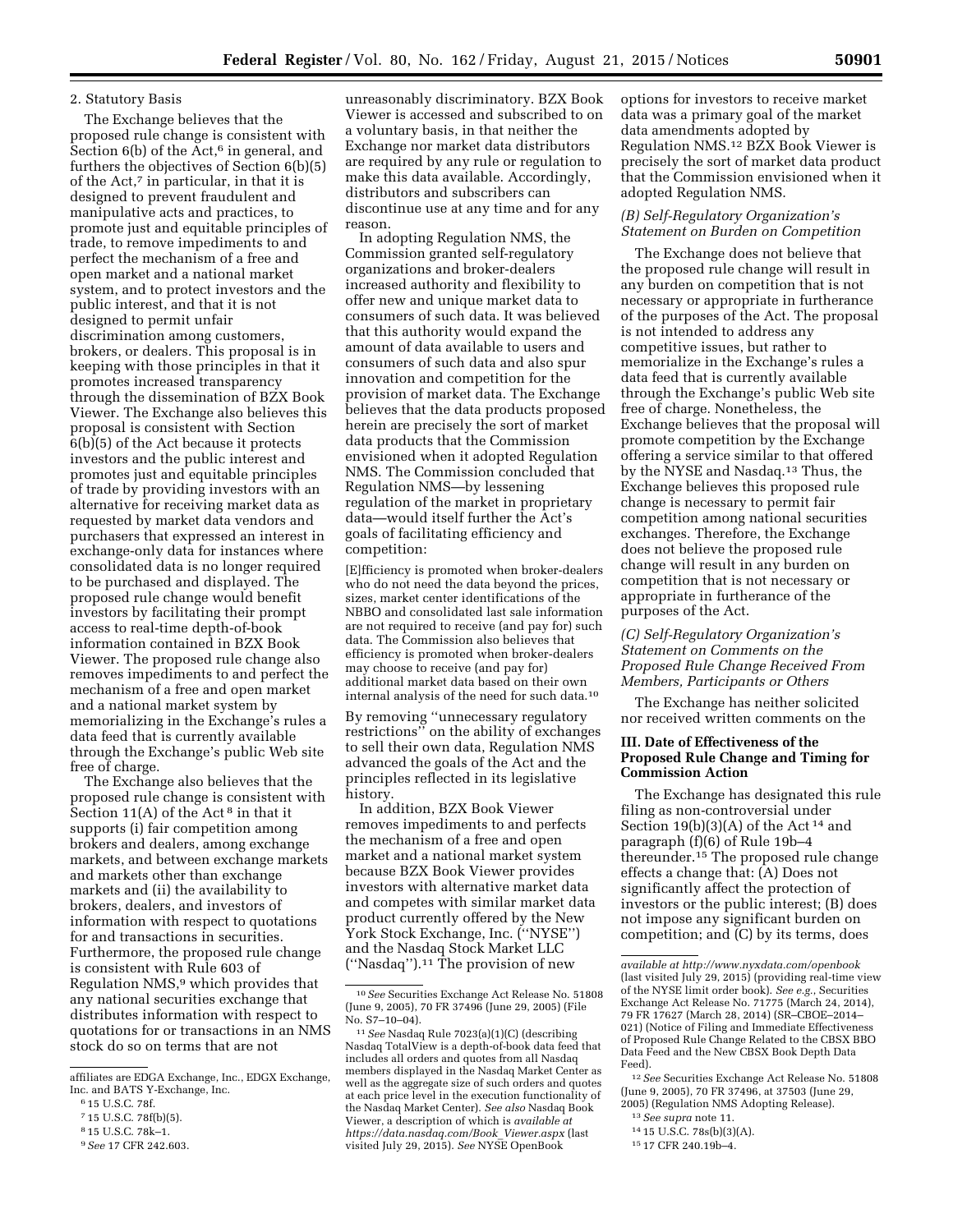2. Statutory Basis

The Exchange believes that the proposed rule change is consistent with Section 6(b) of the Act,[6] in general, and furthers the objectives of Section 6(b)(5) of the Act,[7] in particular, in that it is designed to prevent fraudulent and manipulative acts and practices, to promote just and equitable principles of trade, to remove impediments to and perfect the mechanism of a free and open market and a national market system, and to protect investors and the public interest, and that it is not designed to permit unfair discrimination among customers, brokers, or dealers. This proposal is in keeping with those principles in that it promotes increased transparency through the dissemination of BZX Book Viewer. The Exchange also believes this proposal is consistent with Section 6(b)(5) of the Act because it protects investors and the public interest and promotes just and equitable principles of trade by providing investors with an alternative for receiving market data as requested by market data vendors and purchasers that expressed an interest in exchange-only data for instances where consolidated data is no longer required to be purchased and displayed. The proposed rule change would benefit investors by facilitating their prompt access to real-time depth-of-book information contained in BZX Book Viewer. The proposed rule change also removes impediments to and perfect the mechanism of a free and open market and a national market system by memorializing in the Exchange's rules a data feed that is currently available through the Exchange's public Web site free of charge.

The Exchange also believes that the proposed rule change is consistent with Section 11(A) of the Act [8] in that it supports (i) fair competition among brokers and dealers, among exchange markets, and between exchange markets and markets other than exchange markets and (ii) the availability to brokers, dealers, and investors of information with respect to quotations for and transactions in securities. Furthermore, the proposed rule change is consistent with Rule 603 of Regulation NMS,[9] which provides that any national securities exchange that distributes information with respect to quotations for or transactions in an NMS stock do so on terms that are not unreasonably discriminatory. BZX Book Viewer is accessed and subscribed to on a voluntary basis, in that neither the Exchange nor market data distributors are required by any rule or regulation to make this data available. Accordingly, distributors and subscribers can discontinue use at any time and for any reason.

In adopting Regulation NMS, the Commission granted self-regulatory organizations and broker-dealers increased authority and flexibility to offer new and unique market data to consumers of such data. It was believed that this authority would expand the amount of data available to users and consumers of such data and also spur innovation and competition for the provision of market data. The Exchange believes that the data products proposed herein are precisely the sort of market data products that the Commission envisioned when it adopted Regulation NMS. The Commission concluded that Regulation NMS—by lessening regulation of the market in proprietary data—would itself further the Act's goals of facilitating efficiency and competition:

> [E]fficiency is promoted when broker-dealers who do not need the data beyond the prices, sizes, market center identifications of the NBBO and consolidated last sale information are not required to receive (and pay for) such data. The Commission also believes that efficiency is promoted when broker-dealers may choose to receive (and pay for) additional market data based on their own internal analysis of the need for such data.[10]

By removing "unnecessary regulatory restrictions" on the ability of exchanges to sell their own data, Regulation NMS advanced the goals of the Act and the principles reflected in its legislative history.

In addition, BZX Book Viewer removes impediments to and perfects the mechanism of a free and open market and a national market system because BZX Book Viewer provides investors with alternative market data and competes with similar market data product currently offered by the New York Stock Exchange, Inc. ("NYSE") and the Nasdaq Stock Market LLC ("Nasdaq").[11] The provision of new options for investors to receive market data was a primary goal of the market data amendments adopted by Regulation NMS.[12] BZX Book Viewer is precisely the sort of market data product that the Commission envisioned when it adopted Regulation NMS.

*(B) Self-Regulatory Organization's Statement on Burden on Competition*

The Exchange does not believe that the proposed rule change will result in any burden on competition that is not necessary or appropriate in furtherance of the purposes of the Act. The proposal is not intended to address any competitive issues, but rather to memorialize in the Exchange's rules a data feed that is currently available through the Exchange's public Web site free of charge. Nonetheless, the Exchange believes that the proposal will promote competition by the Exchange offering a service similar to that offered by the NYSE and Nasdaq.[13] Thus, the Exchange believes this proposed rule change is necessary to permit fair competition among national securities exchanges. Therefore, the Exchange does not believe the proposed rule change will result in any burden on competition that is not necessary or appropriate in furtherance of the purposes of the Act.

*(C) Self-Regulatory Organization's Statement on Comments on the Proposed Rule Change Received From Members, Participants or Others*

The Exchange has neither solicited nor received written comments on the

## III. Date of Effectiveness of the Proposed Rule Change and Timing for Commission Action

The Exchange has designated this rule filing as non-controversial under Section 19(b)(3)(A) of the Act [14] and paragraph (f)(6) of Rule 19b–4 thereunder.[15] The proposed rule change effects a change that: (A) Does not significantly affect the protection of investors or the public interest; (B) does not impose any significant burden on competition; and (C) by its terms, does

---

affiliates are EDGA Exchange, Inc., EDGX Exchange, Inc. and BATS Y-Exchange, Inc.

[6] 15 U.S.C. 78f.

[7] 15 U.S.C. 78f(b)(5).

[8] 15 U.S.C. 78k–1.

[9] *See* 17 CFR 242.603.

[10] *See* Securities Exchange Act Release No. 51808 (June 9, 2005), 70 FR 37496 (June 29, 2005) (File No. S7–10–04).

[11] *See* Nasdaq Rule 7023(a)(1)(C) (describing Nasdaq TotalView is a depth-of-book data feed that includes all orders and quotes from all Nasdaq members displayed in the Nasdaq Market Center as well as the aggregate size of such orders and quotes at each price level in the execution functionality of the Nasdaq Market Center). *See also* Nasdaq Book Viewer, a description of which is *available at https://data.nasdaq.com/Book_Viewer.aspx* (last visited July 29, 2015). *See* NYSE OpenBook *available at http://www.nyxdata.com/openbook* (last visited July 29, 2015) (providing real-time view of the NYSE limit order book). *See e.g.,* Securities Exchange Act Release No. 71775 (March 24, 2014), 79 FR 17627 (March 28, 2014) (SR–CBOE–2014–021) (Notice of Filing and Immediate Effectiveness of Proposed Rule Change Related to the CBSX BBO Data Feed and the New CBSX Book Depth Data Feed).

[12] *See* Securities Exchange Act Release No. 51808 (June 9, 2005), 70 FR 37496, at 37503 (June 29, 2005) (Regulation NMS Adopting Release).

[13] *See supra* note 11.

[14] 15 U.S.C. 78s(b)(3)(A).

[15] 17 CFR 240.19b–4.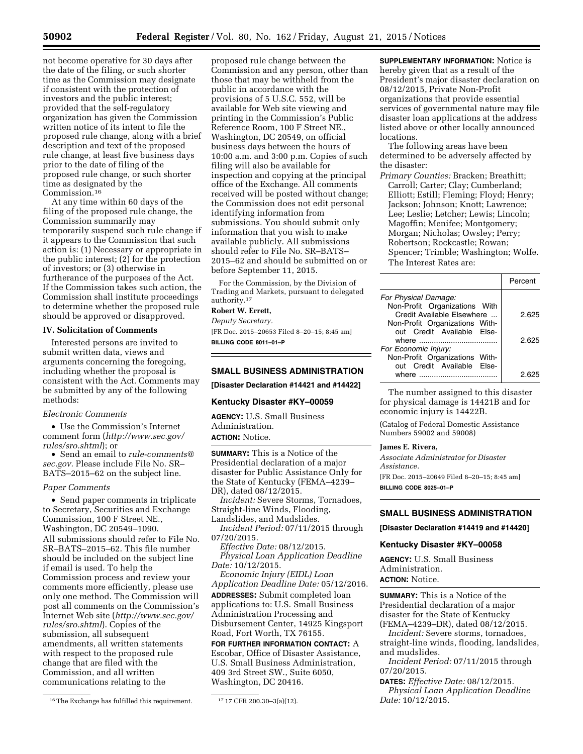not become operative for 30 days after the date of the filing, or such shorter time as the Commission may designate if consistent with the protection of investors and the public interest; provided that the self-regulatory organization has given the Commission written notice of its intent to file the proposed rule change, along with a brief description and text of the proposed rule change, at least five business days prior to the date of filing of the proposed rule change, or such shorter time as designated by the Commission.[16]

At any time within 60 days of the filing of the proposed rule change, the Commission summarily may temporarily suspend such rule change if it appears to the Commission that such action is: (1) Necessary or appropriate in the public interest; (2) for the protection of investors; or (3) otherwise in furtherance of the purposes of the Act. If the Commission takes such action, the Commission shall institute proceedings to determine whether the proposed rule should be approved or disapproved.

### IV. Solicitation of Comments

Interested persons are invited to submit written data, views and arguments concerning the foregoing, including whether the proposal is consistent with the Act. Comments may be submitted by any of the following methods:

*Electronic Comments*

- Use the Commission's Internet comment form (*http://www.sec.gov/rules/sro.shtml*); or
- Send an email to *rule-comments@sec.gov.* Please include File No. SR–BATS–2015–62 on the subject line.

*Paper Comments*

- Send paper comments in triplicate to Secretary, Securities and Exchange Commission, 100 F Street NE., Washington, DC 20549–1090.

All submissions should refer to File No. SR–BATS–2015–62. This file number should be included on the subject line if email is used. To help the Commission process and review your comments more efficiently, please use only one method. The Commission will post all comments on the Commission's Internet Web site (*http://www.sec.gov/rules/sro.shtml*). Copies of the submission, all subsequent amendments, all written statements with respect to the proposed rule change that are filed with the Commission, and all written communications relating to the proposed rule change between the Commission and any person, other than those that may be withheld from the public in accordance with the provisions of 5 U.S.C. 552, will be available for Web site viewing and printing in the Commission's Public Reference Room, 100 F Street NE., Washington, DC 20549, on official business days between the hours of 10:00 a.m. and 3:00 p.m. Copies of such filing will also be available for inspection and copying at the principal office of the Exchange. All comments received will be posted without change; the Commission does not edit personal identifying information from submissions. You should submit only information that you wish to make available publicly. All submissions should refer to File No. SR–BATS–2015–62 and should be submitted on or before September 11, 2015.

For the Commission, by the Division of Trading and Markets, pursuant to delegated authority.[17]

**Robert W. Errett,**

*Deputy Secretary.*

[FR Doc. 2015–20653 Filed 8–20–15; 8:45 am]

**BILLING CODE 8011–01–P**

[16] The Exchange has fulfilled this requirement.

[17] 17 CFR 200.30–3(a)(12).

---

## SMALL BUSINESS ADMINISTRATION

**[Disaster Declaration #14421 and #14422]**

### Kentucky Disaster #KY–00059

**AGENCY:** U.S. Small Business Administration.

**ACTION:** Notice.

**SUMMARY:** This is a Notice of the Presidential declaration of a major disaster for Public Assistance Only for the State of Kentucky (FEMA–4239–DR), dated 08/12/2015.

*Incident:* Severe Storms, Tornadoes, Straight-line Winds, Flooding, Landslides, and Mudslides.

*Incident Period:* 07/11/2015 through 07/20/2015.

*Effective Date:* 08/12/2015.

*Physical Loan Application Deadline Date:* 10/12/2015.

*Economic Injury (EIDL) Loan Application Deadline Date:* 05/12/2016.

**ADDRESSES:** Submit completed loan applications to: U.S. Small Business Administration Processing and Disbursement Center, 14925 Kingsport Road, Fort Worth, TX 76155.

**FOR FURTHER INFORMATION CONTACT:** A Escobar, Office of Disaster Assistance, U.S. Small Business Administration, 409 3rd Street SW., Suite 6050, Washington, DC 20416.

**SUPPLEMENTARY INFORMATION:** Notice is hereby given that as a result of the President's major disaster declaration on 08/12/2015, Private Non-Profit organizations that provide essential services of governmental nature may file disaster loan applications at the address listed above or other locally announced locations.

The following areas have been determined to be adversely affected by the disaster:

*Primary Counties:* Bracken; Breathitt; Carroll; Carter; Clay; Cumberland; Elliott; Estill; Fleming; Floyd; Henry; Jackson; Johnson; Knott; Lawrence; Lee; Leslie; Letcher; Lewis; Lincoln; Magoffin; Menifee; Montgomery; Morgan; Nicholas; Owsley; Perry; Robertson; Rockcastle; Rowan; Spencer; Trimble; Washington; Wolfe.

The Interest Rates are:

| | Percent |
|---|---|
| *For Physical Damage:* | |
| Non-Profit Organizations With Credit Available Elsewhere ... | 2.625 |
| Non-Profit Organizations Without Credit Available Elsewhere ..... | 2.625 |
| *For Economic Injury:* | |
| Non-Profit Organizations Without Credit Available Elsewhere ..... | 2.625 |

The number assigned to this disaster for physical damage is 14421B and for economic injury is 14422B.

(Catalog of Federal Domestic Assistance Numbers 59002 and 59008)

**James E. Rivera,**

*Associate Administrator for Disaster Assistance.*

[FR Doc. 2015–20649 Filed 8–20–15; 8:45 am]

**BILLING CODE 8025–01–P**

---

## SMALL BUSINESS ADMINISTRATION

**[Disaster Declaration #14419 and #14420]**

### Kentucky Disaster #KY–00058

**AGENCY:** U.S. Small Business Administration.

**ACTION:** Notice.

**SUMMARY:** This is a Notice of the Presidential declaration of a major disaster for the State of Kentucky (FEMA–4239–DR), dated 08/12/2015.

*Incident:* Severe storms, tornadoes, straight-line winds, flooding, landslides, and mudslides.

*Incident Period:* 07/11/2015 through 07/20/2015.

**DATES:** *Effective Date:* 08/12/2015.

*Physical Loan Application Deadline Date:* 10/12/2015.